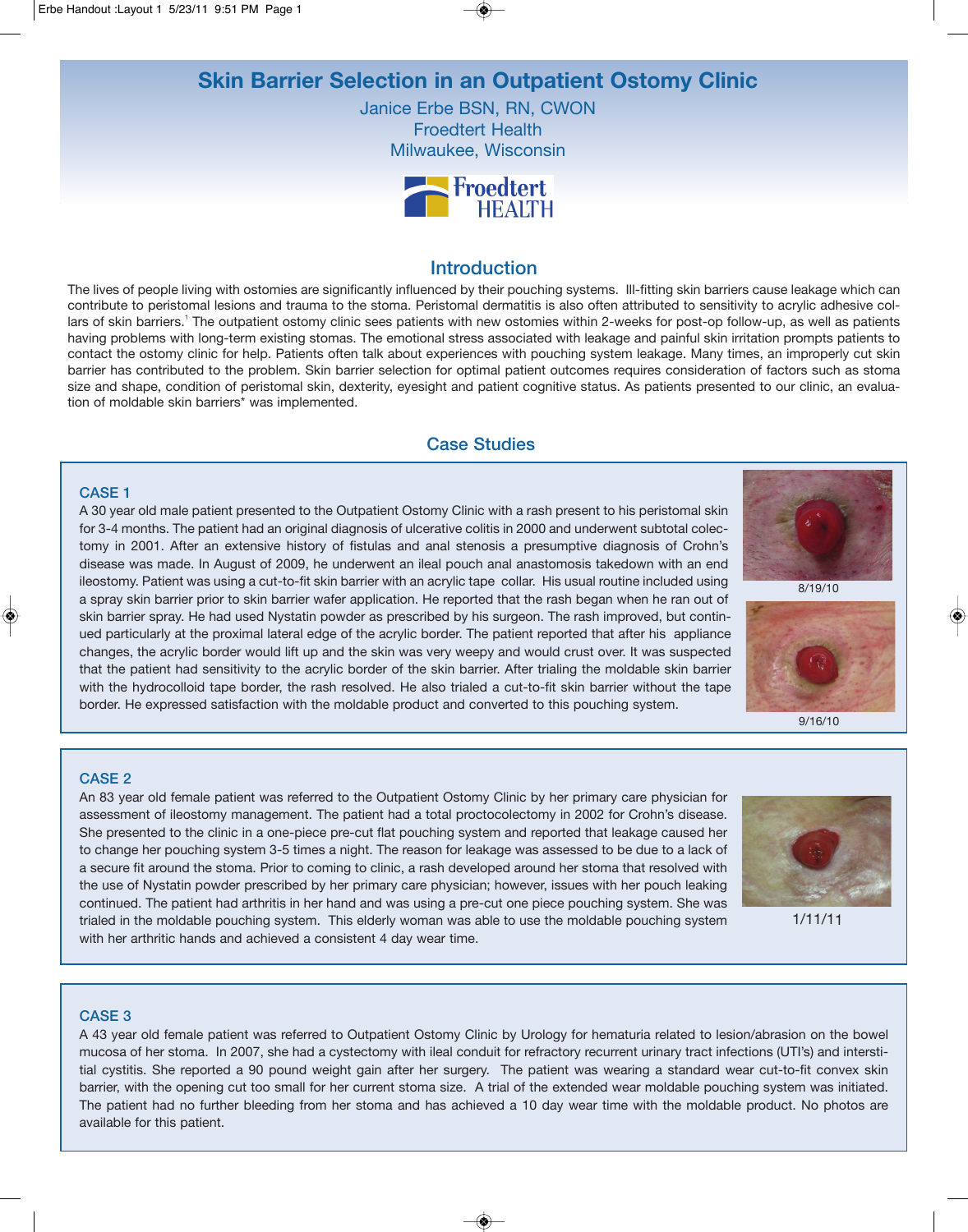# Skin Barrier Selection in an Outpatient Ostomy Clinic

Janice Erbe BSN, RN, CWON
Froedtert Health
Milwaukee, Wisconsin

## Introduction

The lives of people living with ostomies are significantly influenced by their pouching systems. Ill-fitting skin barriers cause leakage which can contribute to peristomal lesions and trauma to the stoma. Peristomal dermatitis is also often attributed to sensitivity to acrylic adhesive collars of skin barriers.[1] The outpatient ostomy clinic sees patients with new ostomies within 2-weeks for post-op follow-up, as well as patients having problems with long-term existing stomas. The emotional stress associated with leakage and painful skin irritation prompts patients to contact the ostomy clinic for help. Patients often talk about experiences with pouching system leakage. Many times, an improperly cut skin barrier has contributed to the problem. Skin barrier selection for optimal patient outcomes requires consideration of factors such as stoma size and shape, condition of peristomal skin, dexterity, eyesight and patient cognitive status. As patients presented to our clinic, an evaluation of moldable skin barriers* was implemented.

## Case Studies

### CASE 1

A 30 year old male patient presented to the Outpatient Ostomy Clinic with a rash present to his peristomal skin for 3-4 months. The patient had an original diagnosis of ulcerative colitis in 2000 and underwent subtotal colectomy in 2001. After an extensive history of fistulas and anal stenosis a presumptive diagnosis of Crohn's disease was made. In August of 2009, he underwent an ileal pouch anal anastomosis takedown with an end ileostomy. Patient was using a cut-to-fit skin barrier with an acrylic tape collar. His usual routine included using a spray skin barrier prior to skin barrier wafer application. He reported that the rash began when he ran out of skin barrier spray. He had used Nystatin powder as prescribed by his surgeon. The rash improved, but continued particularly at the proximal lateral edge of the acrylic border. The patient reported that after his appliance changes, the acrylic border would lift up and the skin was very weepy and would crust over. It was suspected that the patient had sensitivity to the acrylic border of the skin barrier. After trialing the moldable skin barrier with the hydrocolloid tape border, the rash resolved. He also trialed a cut-to-fit skin barrier without the tape border. He expressed satisfaction with the moldable product and converted to this pouching system.

8/19/10

9/16/10

### CASE 2

An 83 year old female patient was referred to the Outpatient Ostomy Clinic by her primary care physician for assessment of ileostomy management. The patient had a total proctocolectomy in 2002 for Crohn's disease. She presented to the clinic in a one-piece pre-cut flat pouching system and reported that leakage caused her to change her pouching system 3-5 times a night. The reason for leakage was assessed to be due to a lack of a secure fit around the stoma. Prior to coming to clinic, a rash developed around her stoma that resolved with the use of Nystatin powder prescribed by her primary care physician; however, issues with her pouch leaking continued. The patient had arthritis in her hand and was using a pre-cut one piece pouching system. She was trialed in the moldable pouching system. This elderly woman was able to use the moldable pouching system with her arthritic hands and achieved a consistent 4 day wear time.

1/11/11

### CASE 3

A 43 year old female patient was referred to Outpatient Ostomy Clinic by Urology for hematuria related to lesion/abrasion on the bowel mucosa of her stoma. In 2007, she had a cystectomy with ileal conduit for refractory recurrent urinary tract infections (UTI's) and interstitial cystitis. She reported a 90 pound weight gain after her surgery. The patient was wearing a standard wear cut-to-fit convex skin barrier, with the opening cut too small for her current stoma size. A trial of the extended wear moldable pouching system was initiated. The patient had no further bleeding from her stoma and has achieved a 10 day wear time with the moldable product. No photos are available for this patient.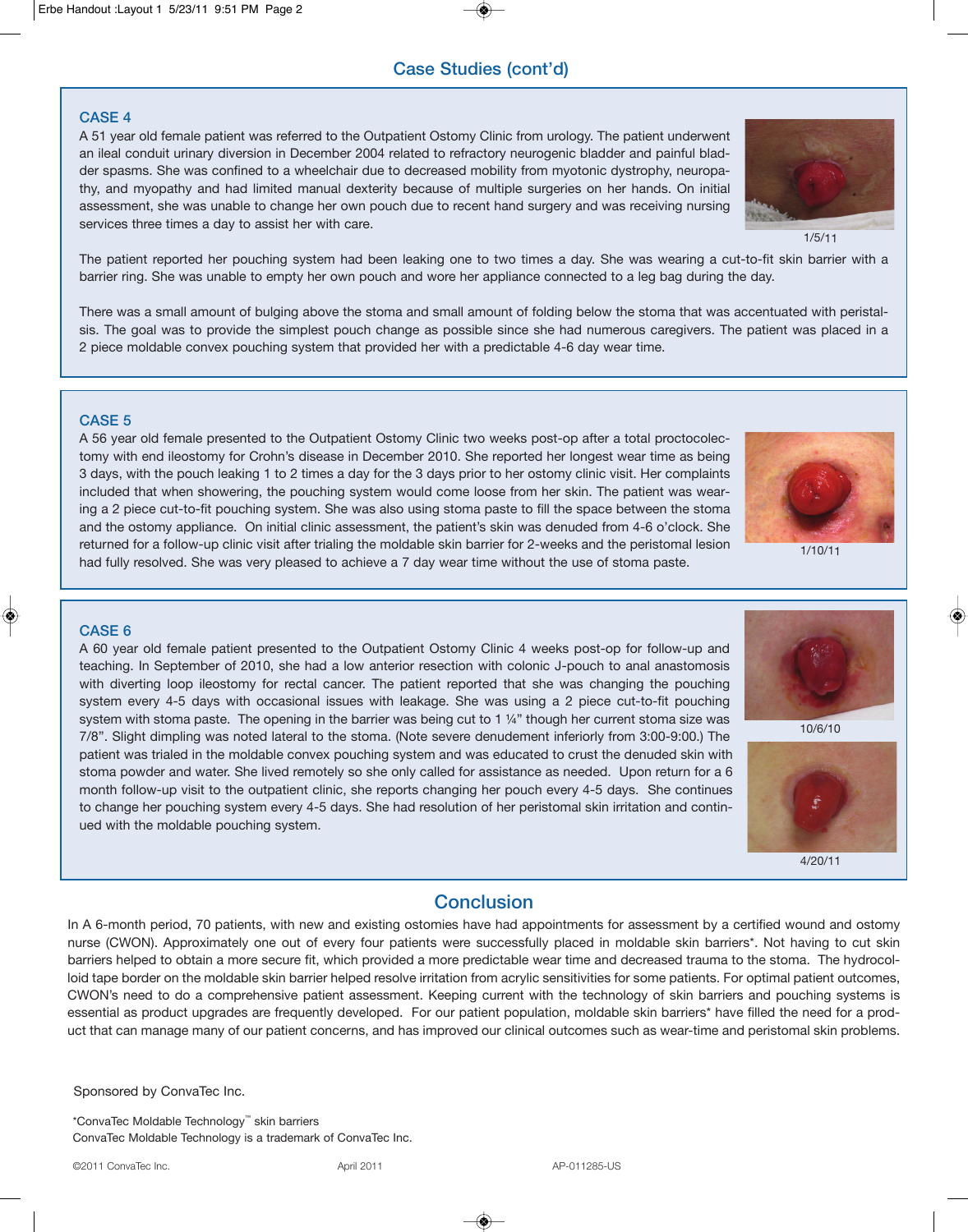## Case Studies (cont'd)

### CASE 4

A 51 year old female patient was referred to the Outpatient Ostomy Clinic from urology. The patient underwent an ileal conduit urinary diversion in December 2004 related to refractory neurogenic bladder and painful bladder spasms. She was confined to a wheelchair due to decreased mobility from myotonic dystrophy, neuropathy, and myopathy and had limited manual dexterity because of multiple surgeries on her hands. On initial assessment, she was unable to change her own pouch due to recent hand surgery and was receiving nursing services three times a day to assist her with care.

1/5/11

The patient reported her pouching system had been leaking one to two times a day. She was wearing a cut-to-fit skin barrier with a barrier ring. She was unable to empty her own pouch and wore her appliance connected to a leg bag during the day.

There was a small amount of bulging above the stoma and small amount of folding below the stoma that was accentuated with peristalsis. The goal was to provide the simplest pouch change as possible since she had numerous caregivers. The patient was placed in a 2 piece moldable convex pouching system that provided her with a predictable 4-6 day wear time.

### CASE 5

A 56 year old female presented to the Outpatient Ostomy Clinic two weeks post-op after a total proctocolectomy with end ileostomy for Crohn's disease in December 2010. She reported her longest wear time as being 3 days, with the pouch leaking 1 to 2 times a day for the 3 days prior to her ostomy clinic visit. Her complaints included that when showering, the pouching system would come loose from her skin. The patient was wearing a 2 piece cut-to-fit pouching system. She was also using stoma paste to fill the space between the stoma and the ostomy appliance. On initial clinic assessment, the patient's skin was denuded from 4-6 o'clock. She returned for a follow-up clinic visit after trialing the moldable skin barrier for 2-weeks and the peristomal lesion had fully resolved. She was very pleased to achieve a 7 day wear time without the use of stoma paste.

1/10/11

### CASE 6

A 60 year old female patient presented to the Outpatient Ostomy Clinic 4 weeks post-op for follow-up and teaching. In September of 2010, she had a low anterior resection with colonic J-pouch to anal anastomosis with diverting loop ileostomy for rectal cancer. The patient reported that she was changing the pouching system every 4-5 days with occasional issues with leakage. She was using a 2 piece cut-to-fit pouching system with stoma paste. The opening in the barrier was being cut to 1 ¼" though her current stoma size was 7/8". Slight dimpling was noted lateral to the stoma. (Note severe denudement inferiorly from 3:00-9:00.) The patient was trialed in the moldable convex pouching system and was educated to crust the denuded skin with stoma powder and water. She lived remotely so she only called for assistance as needed. Upon return for a 6 month follow-up visit to the outpatient clinic, she reports changing her pouch every 4-5 days. She continues to change her pouching system every 4-5 days. She had resolution of her peristomal skin irritation and continued with the moldable pouching system.

10/6/10

4/20/11

## Conclusion

In A 6-month period, 70 patients, with new and existing ostomies have had appointments for assessment by a certified wound and ostomy nurse (CWON). Approximately one out of every four patients were successfully placed in moldable skin barriers*. Not having to cut skin barriers helped to obtain a more secure fit, which provided a more predictable wear time and decreased trauma to the stoma. The hydrocolloid tape border on the moldable skin barrier helped resolve irritation from acrylic sensitivities for some patients. For optimal patient outcomes, CWON's need to do a comprehensive patient assessment. Keeping current with the technology of skin barriers and pouching systems is essential as product upgrades are frequently developed. For our patient population, moldable skin barriers* have filled the need for a product that can manage many of our patient concerns, and has improved our clinical outcomes such as wear-time and peristomal skin problems.

Sponsored by ConvaTec Inc.

*ConvaTec Moldable Technology™ skin barriers
ConvaTec Moldable Technology is a trademark of ConvaTec Inc.

©2011 ConvaTec Inc. April 2011 AP-011285-US